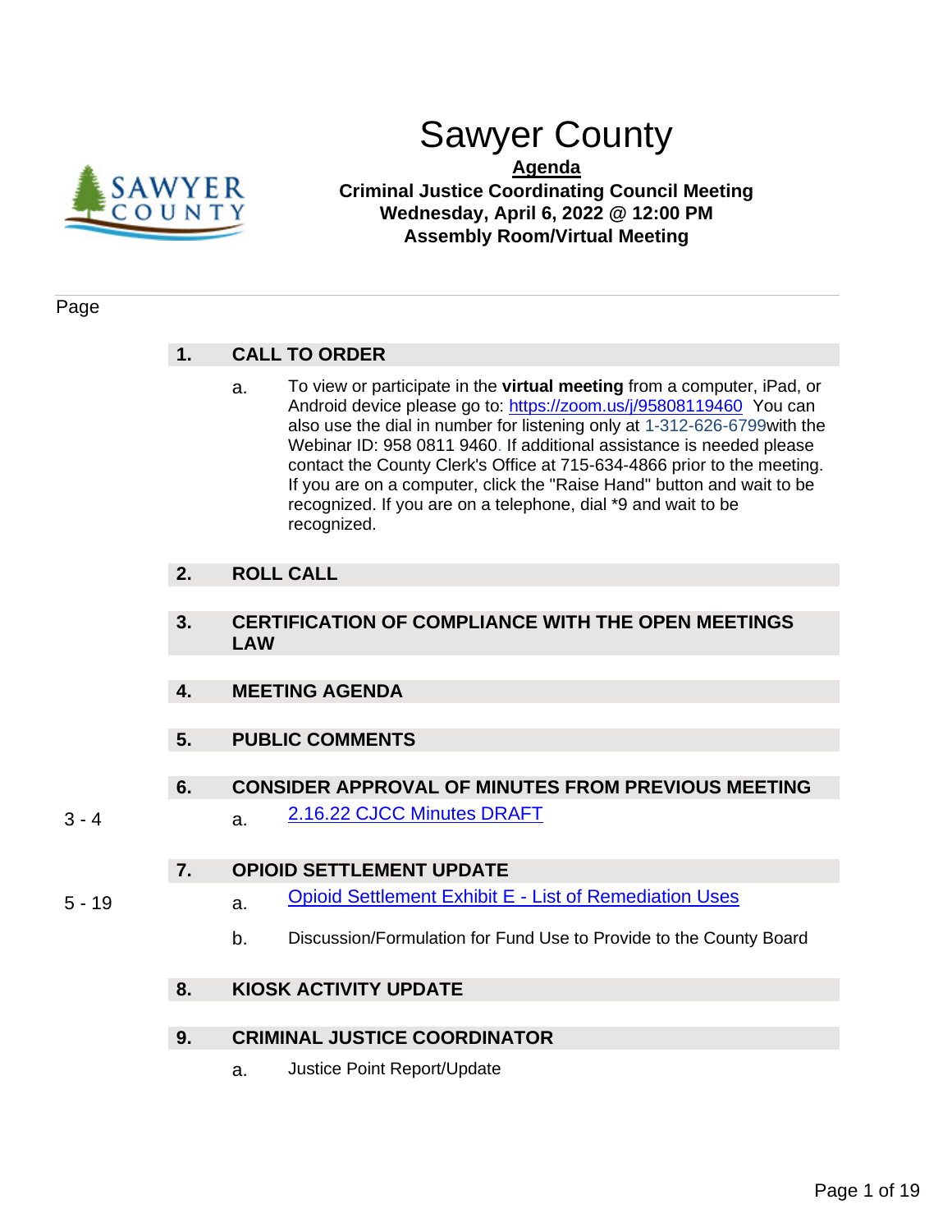# Sawyer County

**Agenda**
**Criminal Justice Coordinating Council Meeting**
**Wednesday, April 6, 2022 @ 12:00 PM**
**Assembly Room/Virtual Meeting**

Page

## 1. CALL TO ORDER

a. To view or participate in the **virtual meeting** from a computer, iPad, or Android device please go to: https://zoom.us/j/95808119460 You can also use the dial in number for listening only at 1-312-626-6799with the Webinar ID: 958 0811 9460. If additional assistance is needed please contact the County Clerk's Office at 715-634-4866 prior to the meeting. If you are on a computer, click the "Raise Hand" button and wait to be recognized. If you are on a telephone, dial *9 and wait to be recognized.

## 2. ROLL CALL

## 3. CERTIFICATION OF COMPLIANCE WITH THE OPEN MEETINGS LAW

## 4. MEETING AGENDA

## 5. PUBLIC COMMENTS

## 6. CONSIDER APPROVAL OF MINUTES FROM PREVIOUS MEETING

3 - 4 &nbsp;&nbsp; a. 2.16.22 CJCC Minutes DRAFT

## 7. OPIOID SETTLEMENT UPDATE

5 - 19 &nbsp;&nbsp; a. Opioid Settlement Exhibit E - List of Remediation Uses

b. Discussion/Formulation for Fund Use to Provide to the County Board

## 8. KIOSK ACTIVITY UPDATE

## 9. CRIMINAL JUSTICE COORDINATOR

a. Justice Point Report/Update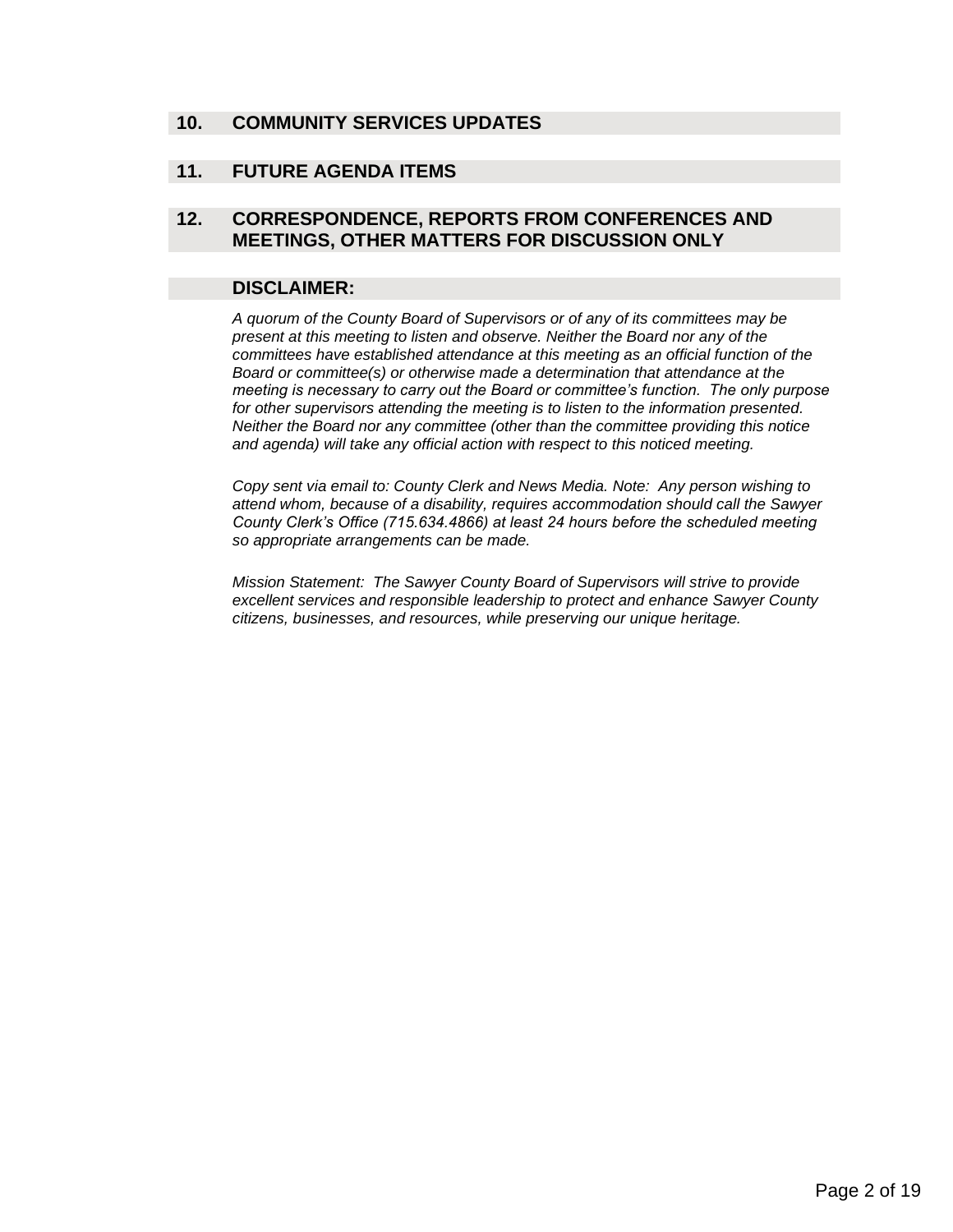## 10. COMMUNITY SERVICES UPDATES

## 11. FUTURE AGENDA ITEMS

## 12. CORRESPONDENCE, REPORTS FROM CONFERENCES AND MEETINGS, OTHER MATTERS FOR DISCUSSION ONLY

## DISCLAIMER:

*A quorum of the County Board of Supervisors or of any of its committees may be present at this meeting to listen and observe. Neither the Board nor any of the committees have established attendance at this meeting as an official function of the Board or committee(s) or otherwise made a determination that attendance at the meeting is necessary to carry out the Board or committee's function. The only purpose for other supervisors attending the meeting is to listen to the information presented. Neither the Board nor any committee (other than the committee providing this notice and agenda) will take any official action with respect to this noticed meeting.*

*Copy sent via email to: County Clerk and News Media. Note: Any person wishing to attend whom, because of a disability, requires accommodation should call the Sawyer County Clerk's Office (715.634.4866) at least 24 hours before the scheduled meeting so appropriate arrangements can be made.*

*Mission Statement: The Sawyer County Board of Supervisors will strive to provide excellent services and responsible leadership to protect and enhance Sawyer County citizens, businesses, and resources, while preserving our unique heritage.*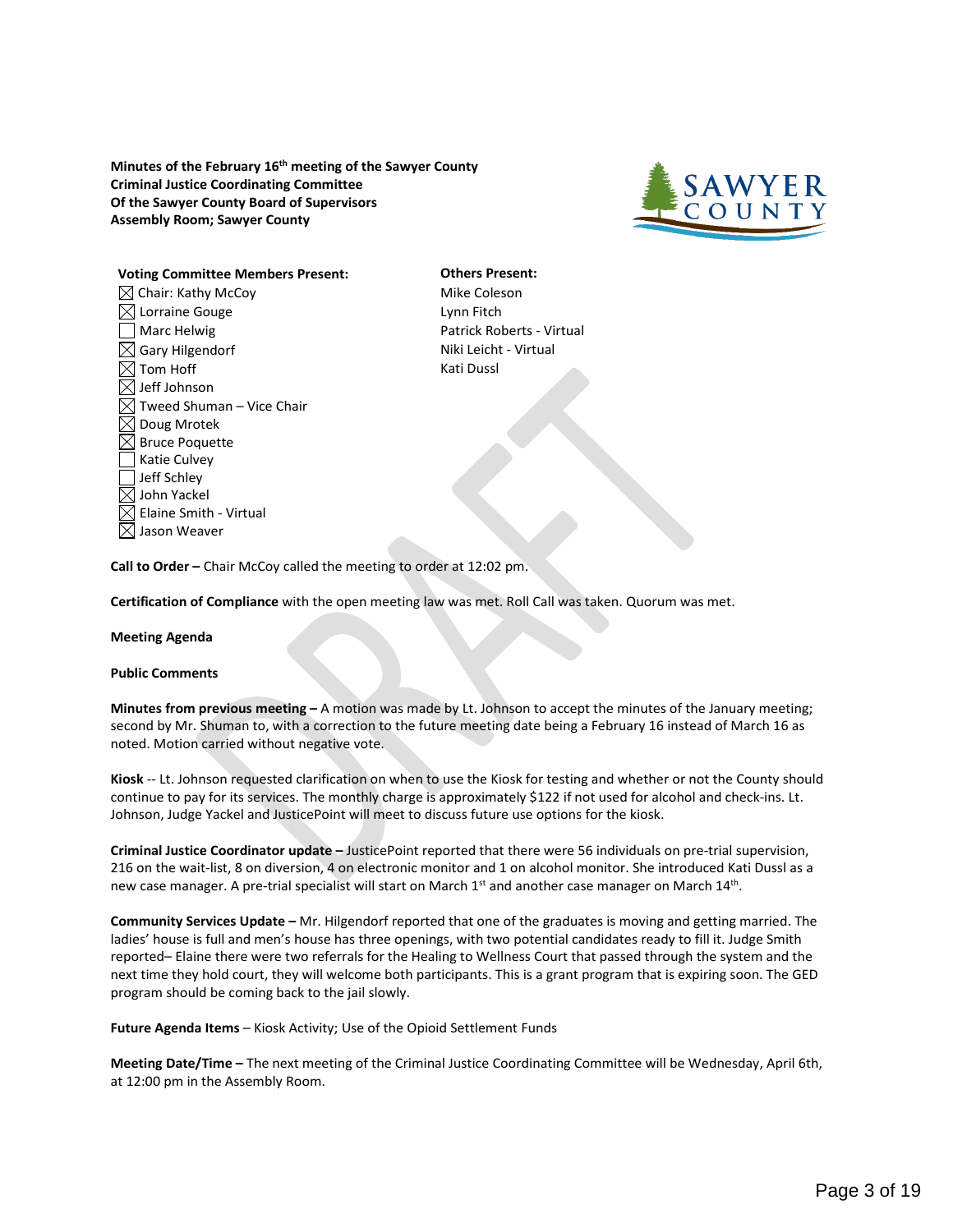**Minutes of the February 16th meeting of the Sawyer County Criminal Justice Coordinating Committee Of the Sawyer County Board of Supervisors Assembly Room; Sawyer County**

**Voting Committee Members Present:**

- ☒ Chair: Kathy McCoy
- ☒ Lorraine Gouge
- ☐ Marc Helwig
- ☒ Gary Hilgendorf
- ☒ Tom Hoff
- ☒ Jeff Johnson
- ☒ Tweed Shuman – Vice Chair
- ☒ Doug Mrotek
- ☒ Bruce Poquette
- ☐ Katie Culvey
- ☐ Jeff Schley
- ☒ John Yackel
- ☒ Elaine Smith - Virtual
- ☒ Jason Weaver

**Others Present:**

Mike Coleson
Lynn Fitch
Patrick Roberts - Virtual
Niki Leicht - Virtual
Kati Dussl

**Call to Order –** Chair McCoy called the meeting to order at 12:02 pm.

**Certification of Compliance** with the open meeting law was met. Roll Call was taken. Quorum was met.

**Meeting Agenda**

**Public Comments**

**Minutes from previous meeting –** A motion was made by Lt. Johnson to accept the minutes of the January meeting; second by Mr. Shuman to, with a correction to the future meeting date being a February 16 instead of March 16 as noted. Motion carried without negative vote.

**Kiosk** -- Lt. Johnson requested clarification on when to use the Kiosk for testing and whether or not the County should continue to pay for its services. The monthly charge is approximately $122 if not used for alcohol and check-ins. Lt. Johnson, Judge Yackel and JusticePoint will meet to discuss future use options for the kiosk.

**Criminal Justice Coordinator update –** JusticePoint reported that there were 56 individuals on pre-trial supervision, 216 on the wait-list, 8 on diversion, 4 on electronic monitor and 1 on alcohol monitor. She introduced Kati Dussl as a new case manager. A pre-trial specialist will start on March 1st and another case manager on March 14th.

**Community Services Update –** Mr. Hilgendorf reported that one of the graduates is moving and getting married. The ladies' house is full and men's house has three openings, with two potential candidates ready to fill it. Judge Smith reported– Elaine there were two referrals for the Healing to Wellness Court that passed through the system and the next time they hold court, they will welcome both participants. This is a grant program that is expiring soon. The GED program should be coming back to the jail slowly.

**Future Agenda Items** – Kiosk Activity; Use of the Opioid Settlement Funds

**Meeting Date/Time –** The next meeting of the Criminal Justice Coordinating Committee will be Wednesday, April 6th, at 12:00 pm in the Assembly Room.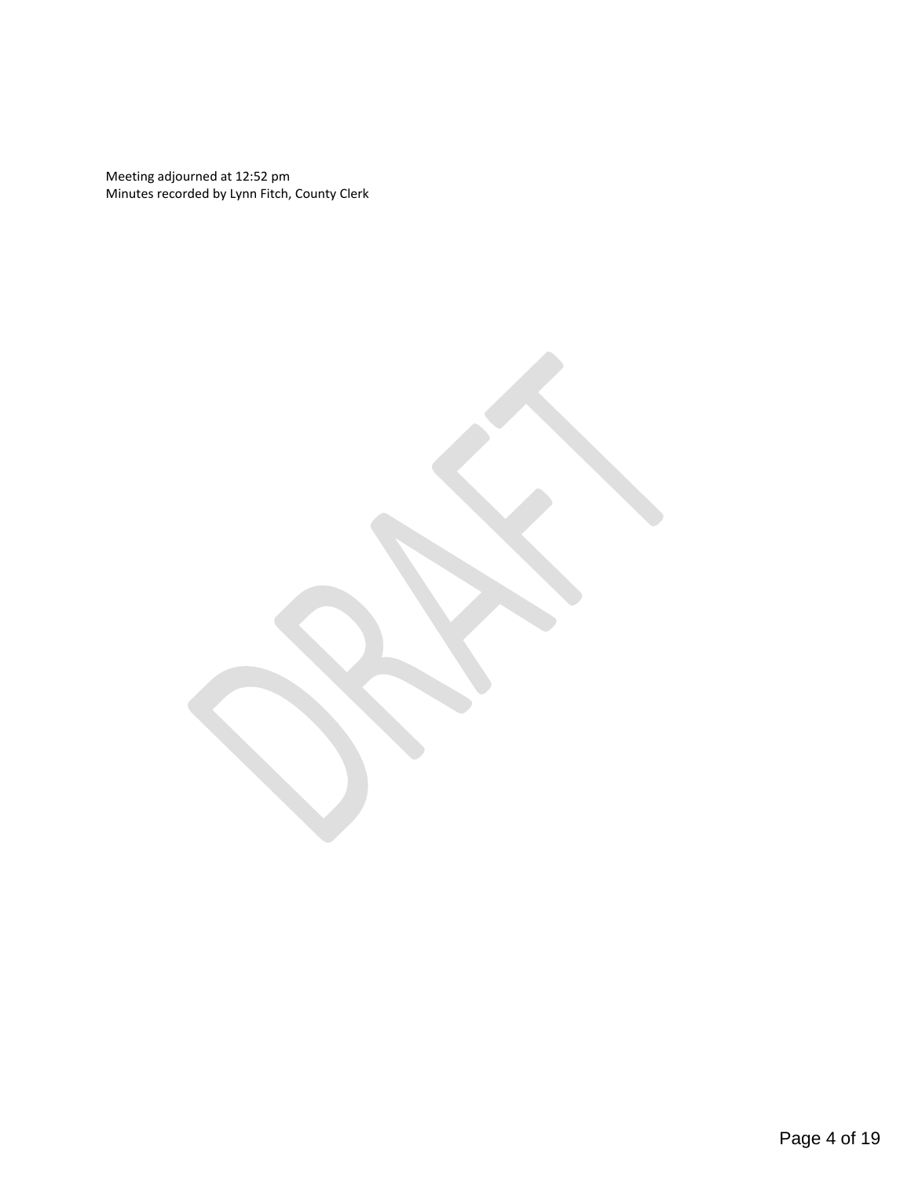Meeting adjourned at 12:52 pm
Minutes recorded by Lynn Fitch, County Clerk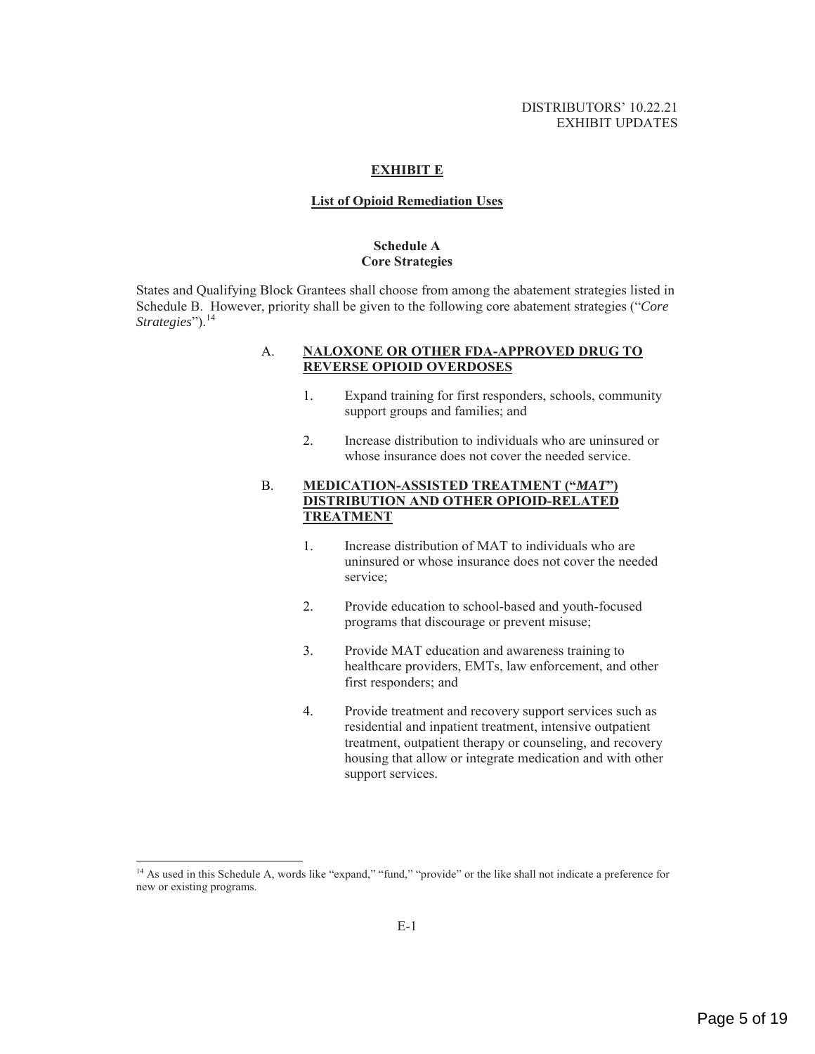DISTRIBUTORS' 10.22.21
EXHIBIT UPDATES

# EXHIBIT E

## List of Opioid Remediation Uses

### Schedule A
### Core Strategies

States and Qualifying Block Grantees shall choose from among the abatement strategies listed in Schedule B. However, priority shall be given to the following core abatement strategies ("*Core Strategies*").[14]

A. **NALOXONE OR OTHER FDA-APPROVED DRUG TO REVERSE OPIOID OVERDOSES**

1. Expand training for first responders, schools, community support groups and families; and

2. Increase distribution to individuals who are uninsured or whose insurance does not cover the needed service.

B. **MEDICATION-ASSISTED TREATMENT ("*MAT*") DISTRIBUTION AND OTHER OPIOID-RELATED TREATMENT**

1. Increase distribution of MAT to individuals who are uninsured or whose insurance does not cover the needed service;

2. Provide education to school-based and youth-focused programs that discourage or prevent misuse;

3. Provide MAT education and awareness training to healthcare providers, EMTs, law enforcement, and other first responders; and

4. Provide treatment and recovery support services such as residential and inpatient treatment, intensive outpatient treatment, outpatient therapy or counseling, and recovery housing that allow or integrate medication and with other support services.

---

[14] As used in this Schedule A, words like "expand," "fund," "provide" or the like shall not indicate a preference for new or existing programs.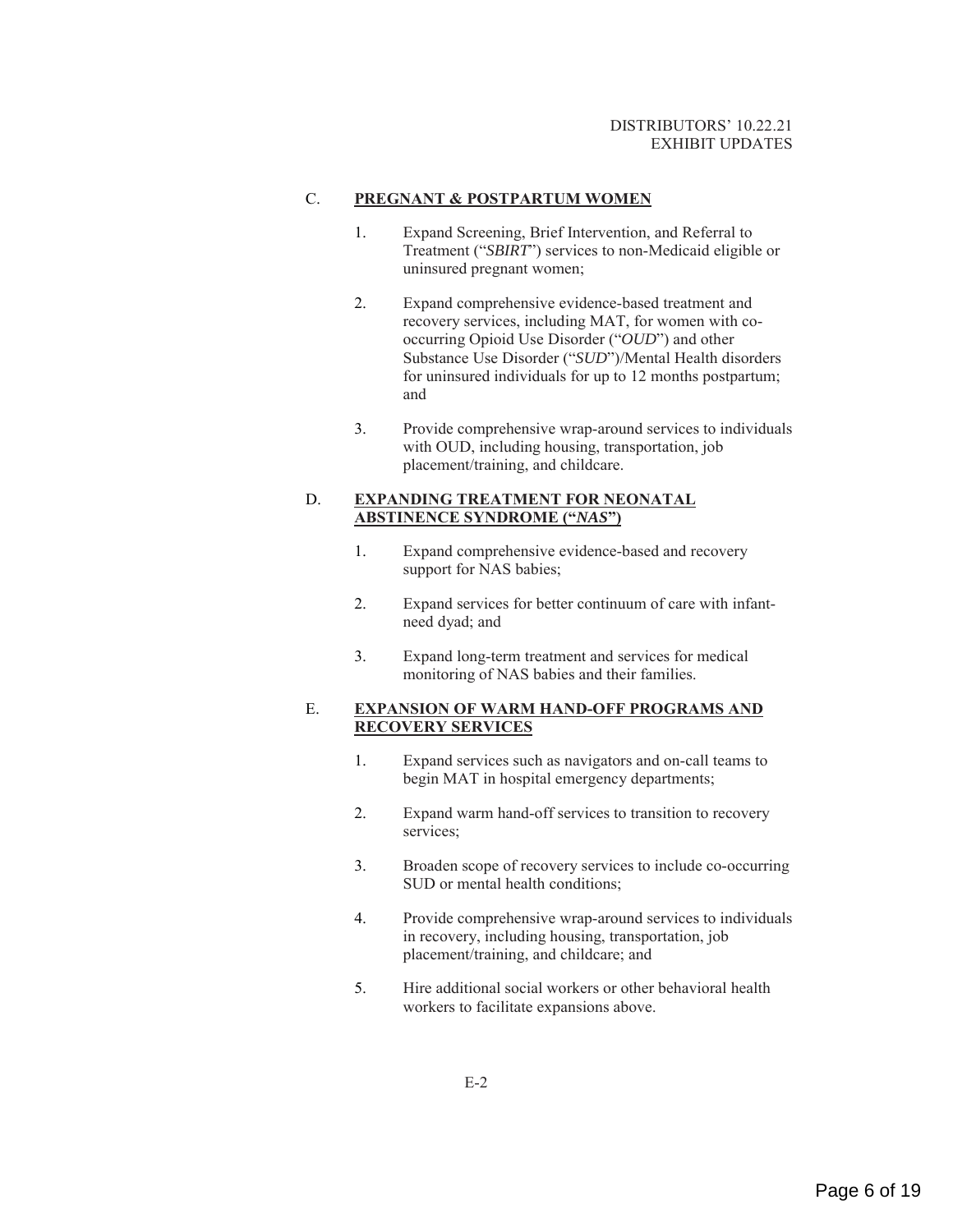### C. <u>**PREGNANT & POSTPARTUM WOMEN**</u>

1. Expand Screening, Brief Intervention, and Referral to Treatment ("*SBIRT*") services to non-Medicaid eligible or uninsured pregnant women;

2. Expand comprehensive evidence-based treatment and recovery services, including MAT, for women with co-occurring Opioid Use Disorder ("*OUD*") and other Substance Use Disorder ("*SUD*")/Mental Health disorders for uninsured individuals for up to 12 months postpartum; and

3. Provide comprehensive wrap-around services to individuals with OUD, including housing, transportation, job placement/training, and childcare.

### D. <u>**EXPANDING TREATMENT FOR NEONATAL ABSTINENCE SYNDROME ("*NAS*")**</u>

1. Expand comprehensive evidence-based and recovery support for NAS babies;

2. Expand services for better continuum of care with infant-need dyad; and

3. Expand long-term treatment and services for medical monitoring of NAS babies and their families.

### E. <u>**EXPANSION OF WARM HAND-OFF PROGRAMS AND RECOVERY SERVICES**</u>

1. Expand services such as navigators and on-call teams to begin MAT in hospital emergency departments;

2. Expand warm hand-off services to transition to recovery services;

3. Broaden scope of recovery services to include co-occurring SUD or mental health conditions;

4. Provide comprehensive wrap-around services to individuals in recovery, including housing, transportation, job placement/training, and childcare; and

5. Hire additional social workers or other behavioral health workers to facilitate expansions above.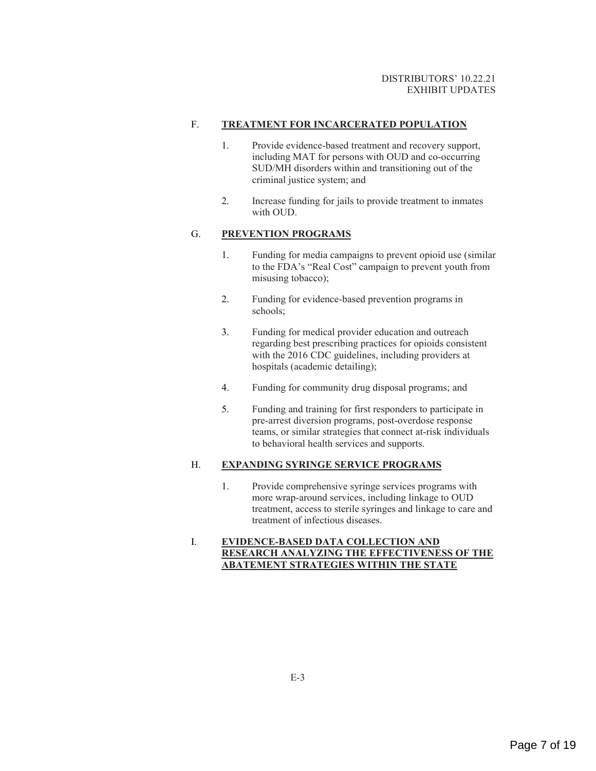F. **TREATMENT FOR INCARCERATED POPULATION**

1. Provide evidence-based treatment and recovery support, including MAT for persons with OUD and co-occurring SUD/MH disorders within and transitioning out of the criminal justice system; and

2. Increase funding for jails to provide treatment to inmates with OUD.

G. **PREVENTION PROGRAMS**

1. Funding for media campaigns to prevent opioid use (similar to the FDA's "Real Cost" campaign to prevent youth from misusing tobacco);

2. Funding for evidence-based prevention programs in schools;

3. Funding for medical provider education and outreach regarding best prescribing practices for opioids consistent with the 2016 CDC guidelines, including providers at hospitals (academic detailing);

4. Funding for community drug disposal programs; and

5. Funding and training for first responders to participate in pre-arrest diversion programs, post-overdose response teams, or similar strategies that connect at-risk individuals to behavioral health services and supports.

H. **EXPANDING SYRINGE SERVICE PROGRAMS**

1. Provide comprehensive syringe services programs with more wrap-around services, including linkage to OUD treatment, access to sterile syringes and linkage to care and treatment of infectious diseases.

I. **EVIDENCE-BASED DATA COLLECTION AND RESEARCH ANALYZING THE EFFECTIVENESS OF THE ABATEMENT STRATEGIES WITHIN THE STATE**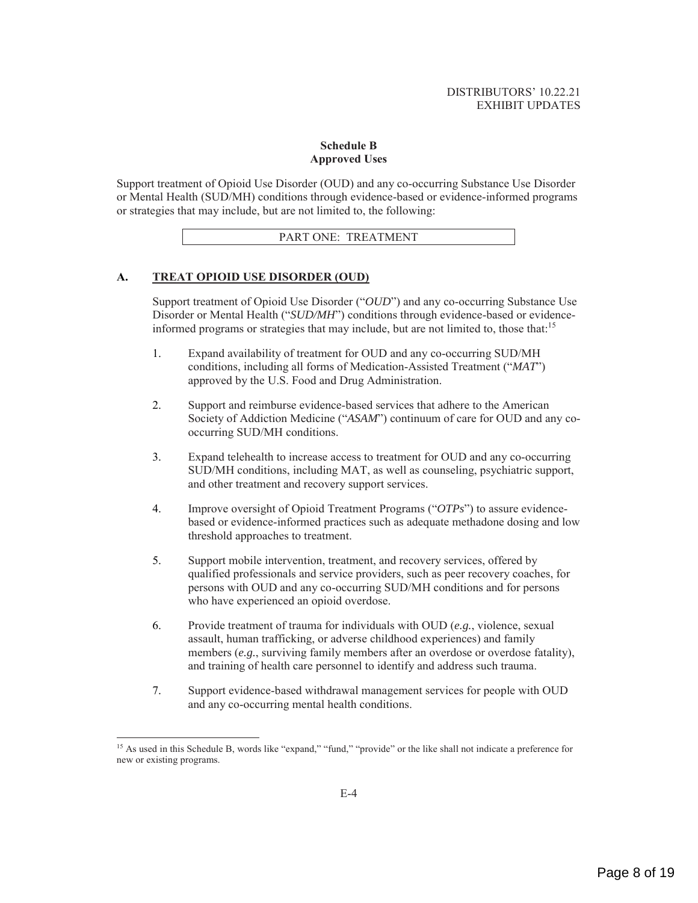DISTRIBUTORS' 10.22.21
EXHIBIT UPDATES

## Schedule B
## Approved Uses

Support treatment of Opioid Use Disorder (OUD) and any co-occurring Substance Use Disorder or Mental Health (SUD/MH) conditions through evidence-based or evidence-informed programs or strategies that may include, but are not limited to, the following:

### PART ONE: TREATMENT

### A. TREAT OPIOID USE DISORDER (OUD)

Support treatment of Opioid Use Disorder ("*OUD*") and any co-occurring Substance Use Disorder or Mental Health ("*SUD/MH*") conditions through evidence-based or evidence-informed programs or strategies that may include, but are not limited to, those that:[15]

1. Expand availability of treatment for OUD and any co-occurring SUD/MH conditions, including all forms of Medication-Assisted Treatment ("*MAT*") approved by the U.S. Food and Drug Administration.

2. Support and reimburse evidence-based services that adhere to the American Society of Addiction Medicine ("*ASAM*") continuum of care for OUD and any co-occurring SUD/MH conditions.

3. Expand telehealth to increase access to treatment for OUD and any co-occurring SUD/MH conditions, including MAT, as well as counseling, psychiatric support, and other treatment and recovery support services.

4. Improve oversight of Opioid Treatment Programs ("*OTPs*") to assure evidence-based or evidence-informed practices such as adequate methadone dosing and low threshold approaches to treatment.

5. Support mobile intervention, treatment, and recovery services, offered by qualified professionals and service providers, such as peer recovery coaches, for persons with OUD and any co-occurring SUD/MH conditions and for persons who have experienced an opioid overdose.

6. Provide treatment of trauma for individuals with OUD (*e.g.*, violence, sexual assault, human trafficking, or adverse childhood experiences) and family members (*e.g.*, surviving family members after an overdose or overdose fatality), and training of health care personnel to identify and address such trauma.

7. Support evidence-based withdrawal management services for people with OUD and any co-occurring mental health conditions.

---

[15] As used in this Schedule B, words like "expand," "fund," "provide" or the like shall not indicate a preference for new or existing programs.

E-4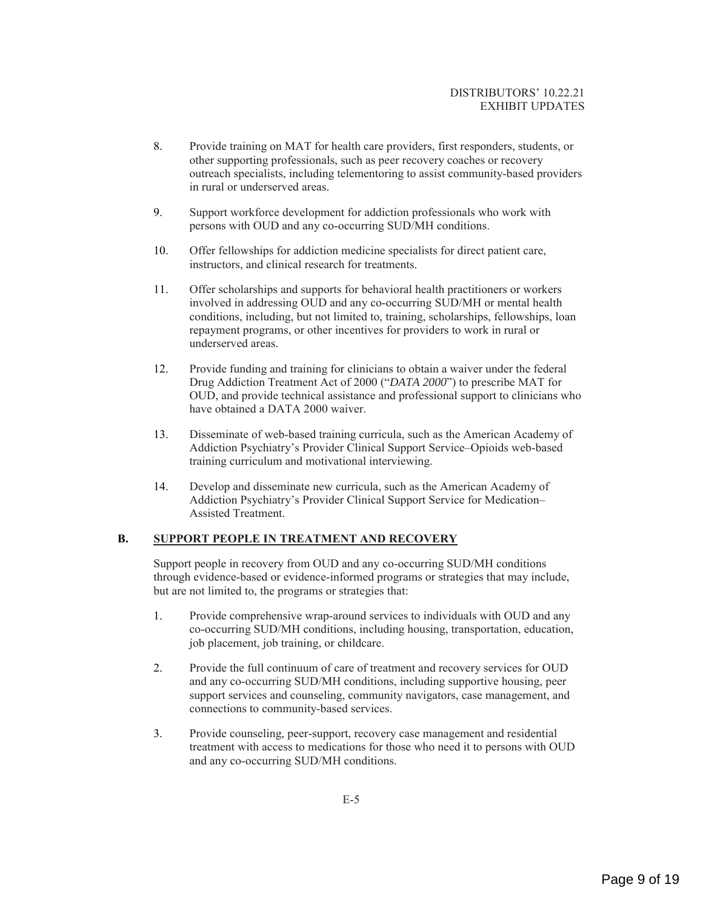8. Provide training on MAT for health care providers, first responders, students, or other supporting professionals, such as peer recovery coaches or recovery outreach specialists, including telementoring to assist community-based providers in rural or underserved areas.

9. Support workforce development for addiction professionals who work with persons with OUD and any co-occurring SUD/MH conditions.

10. Offer fellowships for addiction medicine specialists for direct patient care, instructors, and clinical research for treatments.

11. Offer scholarships and supports for behavioral health practitioners or workers involved in addressing OUD and any co-occurring SUD/MH or mental health conditions, including, but not limited to, training, scholarships, fellowships, loan repayment programs, or other incentives for providers to work in rural or underserved areas.

12. Provide funding and training for clinicians to obtain a waiver under the federal Drug Addiction Treatment Act of 2000 ("*DATA 2000*") to prescribe MAT for OUD, and provide technical assistance and professional support to clinicians who have obtained a DATA 2000 waiver.

13. Disseminate of web-based training curricula, such as the American Academy of Addiction Psychiatry's Provider Clinical Support Service–Opioids web-based training curriculum and motivational interviewing.

14. Develop and disseminate new curricula, such as the American Academy of Addiction Psychiatry's Provider Clinical Support Service for Medication–Assisted Treatment.

## B. SUPPORT PEOPLE IN TREATMENT AND RECOVERY

Support people in recovery from OUD and any co-occurring SUD/MH conditions through evidence-based or evidence-informed programs or strategies that may include, but are not limited to, the programs or strategies that:

1. Provide comprehensive wrap-around services to individuals with OUD and any co-occurring SUD/MH conditions, including housing, transportation, education, job placement, job training, or childcare.

2. Provide the full continuum of care of treatment and recovery services for OUD and any co-occurring SUD/MH conditions, including supportive housing, peer support services and counseling, community navigators, case management, and connections to community-based services.

3. Provide counseling, peer-support, recovery case management and residential treatment with access to medications for those who need it to persons with OUD and any co-occurring SUD/MH conditions.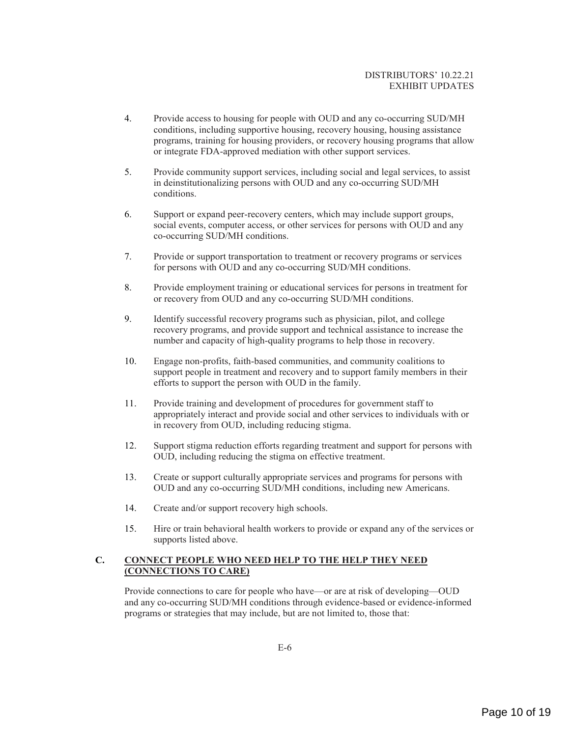4. Provide access to housing for people with OUD and any co-occurring SUD/MH conditions, including supportive housing, recovery housing, housing assistance programs, training for housing providers, or recovery housing programs that allow or integrate FDA-approved mediation with other support services.

5. Provide community support services, including social and legal services, to assist in deinstitutionalizing persons with OUD and any co-occurring SUD/MH conditions.

6. Support or expand peer-recovery centers, which may include support groups, social events, computer access, or other services for persons with OUD and any co-occurring SUD/MH conditions.

7. Provide or support transportation to treatment or recovery programs or services for persons with OUD and any co-occurring SUD/MH conditions.

8. Provide employment training or educational services for persons in treatment for or recovery from OUD and any co-occurring SUD/MH conditions.

9. Identify successful recovery programs such as physician, pilot, and college recovery programs, and provide support and technical assistance to increase the number and capacity of high-quality programs to help those in recovery.

10. Engage non-profits, faith-based communities, and community coalitions to support people in treatment and recovery and to support family members in their efforts to support the person with OUD in the family.

11. Provide training and development of procedures for government staff to appropriately interact and provide social and other services to individuals with or in recovery from OUD, including reducing stigma.

12. Support stigma reduction efforts regarding treatment and support for persons with OUD, including reducing the stigma on effective treatment.

13. Create or support culturally appropriate services and programs for persons with OUD and any co-occurring SUD/MH conditions, including new Americans.

14. Create and/or support recovery high schools.

15. Hire or train behavioral health workers to provide or expand any of the services or supports listed above.

## C. CONNECT PEOPLE WHO NEED HELP TO THE HELP THEY NEED (CONNECTIONS TO CARE)

Provide connections to care for people who have—or are at risk of developing—OUD and any co-occurring SUD/MH conditions through evidence-based or evidence-informed programs or strategies that may include, but are not limited to, those that: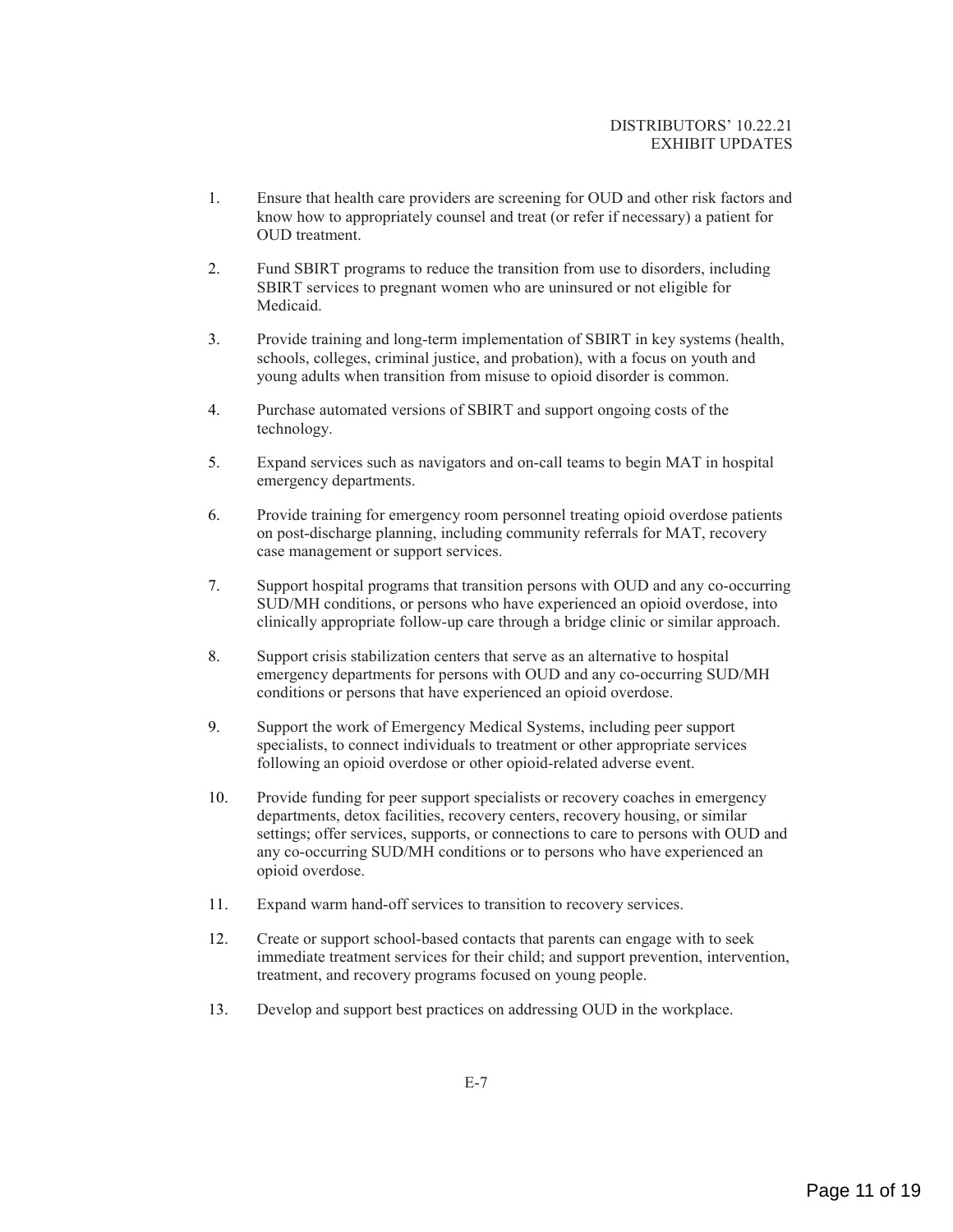1. Ensure that health care providers are screening for OUD and other risk factors and know how to appropriately counsel and treat (or refer if necessary) a patient for OUD treatment.

2. Fund SBIRT programs to reduce the transition from use to disorders, including SBIRT services to pregnant women who are uninsured or not eligible for Medicaid.

3. Provide training and long-term implementation of SBIRT in key systems (health, schools, colleges, criminal justice, and probation), with a focus on youth and young adults when transition from misuse to opioid disorder is common.

4. Purchase automated versions of SBIRT and support ongoing costs of the technology.

5. Expand services such as navigators and on-call teams to begin MAT in hospital emergency departments.

6. Provide training for emergency room personnel treating opioid overdose patients on post-discharge planning, including community referrals for MAT, recovery case management or support services.

7. Support hospital programs that transition persons with OUD and any co-occurring SUD/MH conditions, or persons who have experienced an opioid overdose, into clinically appropriate follow-up care through a bridge clinic or similar approach.

8. Support crisis stabilization centers that serve as an alternative to hospital emergency departments for persons with OUD and any co-occurring SUD/MH conditions or persons that have experienced an opioid overdose.

9. Support the work of Emergency Medical Systems, including peer support specialists, to connect individuals to treatment or other appropriate services following an opioid overdose or other opioid-related adverse event.

10. Provide funding for peer support specialists or recovery coaches in emergency departments, detox facilities, recovery centers, recovery housing, or similar settings; offer services, supports, or connections to care to persons with OUD and any co-occurring SUD/MH conditions or to persons who have experienced an opioid overdose.

11. Expand warm hand-off services to transition to recovery services.

12. Create or support school-based contacts that parents can engage with to seek immediate treatment services for their child; and support prevention, intervention, treatment, and recovery programs focused on young people.

13. Develop and support best practices on addressing OUD in the workplace.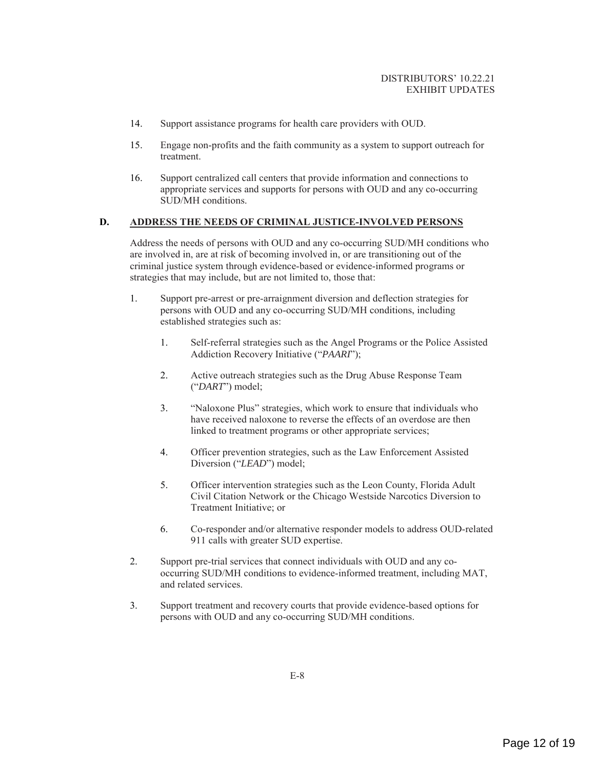14. Support assistance programs for health care providers with OUD.

15. Engage non-profits and the faith community as a system to support outreach for treatment.

16. Support centralized call centers that provide information and connections to appropriate services and supports for persons with OUD and any co-occurring SUD/MH conditions.

## D. ADDRESS THE NEEDS OF CRIMINAL JUSTICE-INVOLVED PERSONS

Address the needs of persons with OUD and any co-occurring SUD/MH conditions who are involved in, are at risk of becoming involved in, or are transitioning out of the criminal justice system through evidence-based or evidence-informed programs or strategies that may include, but are not limited to, those that:

1. Support pre-arrest or pre-arraignment diversion and deflection strategies for persons with OUD and any co-occurring SUD/MH conditions, including established strategies such as:

    1. Self-referral strategies such as the Angel Programs or the Police Assisted Addiction Recovery Initiative ("*PAARI*");

    2. Active outreach strategies such as the Drug Abuse Response Team ("*DART*") model;

    3. "Naloxone Plus" strategies, which work to ensure that individuals who have received naloxone to reverse the effects of an overdose are then linked to treatment programs or other appropriate services;

    4. Officer prevention strategies, such as the Law Enforcement Assisted Diversion ("*LEAD*") model;

    5. Officer intervention strategies such as the Leon County, Florida Adult Civil Citation Network or the Chicago Westside Narcotics Diversion to Treatment Initiative; or

    6. Co-responder and/or alternative responder models to address OUD-related 911 calls with greater SUD expertise.

2. Support pre-trial services that connect individuals with OUD and any co-occurring SUD/MH conditions to evidence-informed treatment, including MAT, and related services.

3. Support treatment and recovery courts that provide evidence-based options for persons with OUD and any co-occurring SUD/MH conditions.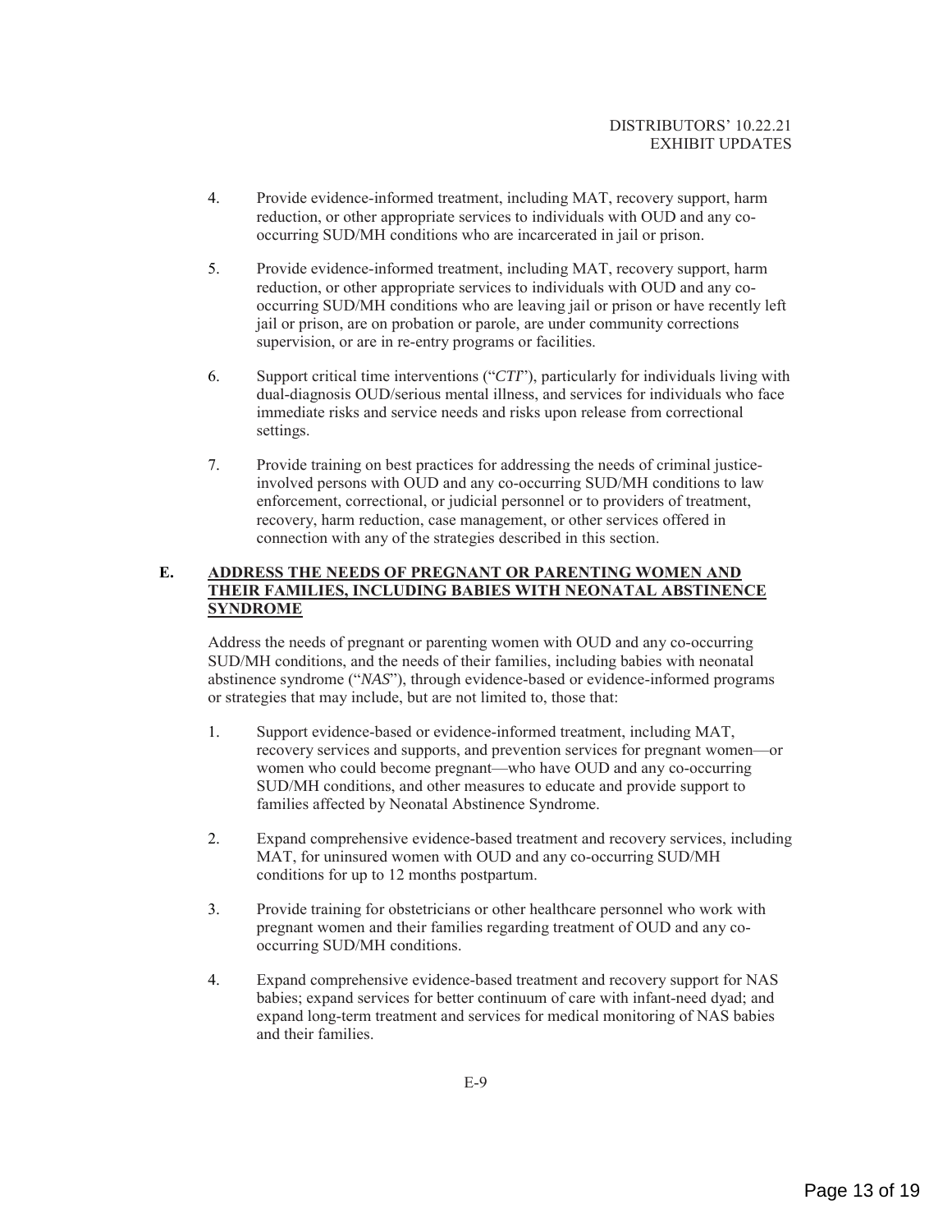4. Provide evidence-informed treatment, including MAT, recovery support, harm reduction, or other appropriate services to individuals with OUD and any co-occurring SUD/MH conditions who are incarcerated in jail or prison.

5. Provide evidence-informed treatment, including MAT, recovery support, harm reduction, or other appropriate services to individuals with OUD and any co-occurring SUD/MH conditions who are leaving jail or prison or have recently left jail or prison, are on probation or parole, are under community corrections supervision, or are in re-entry programs or facilities.

6. Support critical time interventions ("*CTI*"), particularly for individuals living with dual-diagnosis OUD/serious mental illness, and services for individuals who face immediate risks and service needs and risks upon release from correctional settings.

7. Provide training on best practices for addressing the needs of criminal justice-involved persons with OUD and any co-occurring SUD/MH conditions to law enforcement, correctional, or judicial personnel or to providers of treatment, recovery, harm reduction, case management, or other services offered in connection with any of the strategies described in this section.

## E. ADDRESS THE NEEDS OF PREGNANT OR PARENTING WOMEN AND THEIR FAMILIES, INCLUDING BABIES WITH NEONATAL ABSTINENCE SYNDROME

Address the needs of pregnant or parenting women with OUD and any co-occurring SUD/MH conditions, and the needs of their families, including babies with neonatal abstinence syndrome ("*NAS*"), through evidence-based or evidence-informed programs or strategies that may include, but are not limited to, those that:

1. Support evidence-based or evidence-informed treatment, including MAT, recovery services and supports, and prevention services for pregnant women—or women who could become pregnant—who have OUD and any co-occurring SUD/MH conditions, and other measures to educate and provide support to families affected by Neonatal Abstinence Syndrome.

2. Expand comprehensive evidence-based treatment and recovery services, including MAT, for uninsured women with OUD and any co-occurring SUD/MH conditions for up to 12 months postpartum.

3. Provide training for obstetricians or other healthcare personnel who work with pregnant women and their families regarding treatment of OUD and any co-occurring SUD/MH conditions.

4. Expand comprehensive evidence-based treatment and recovery support for NAS babies; expand services for better continuum of care with infant-need dyad; and expand long-term treatment and services for medical monitoring of NAS babies and their families.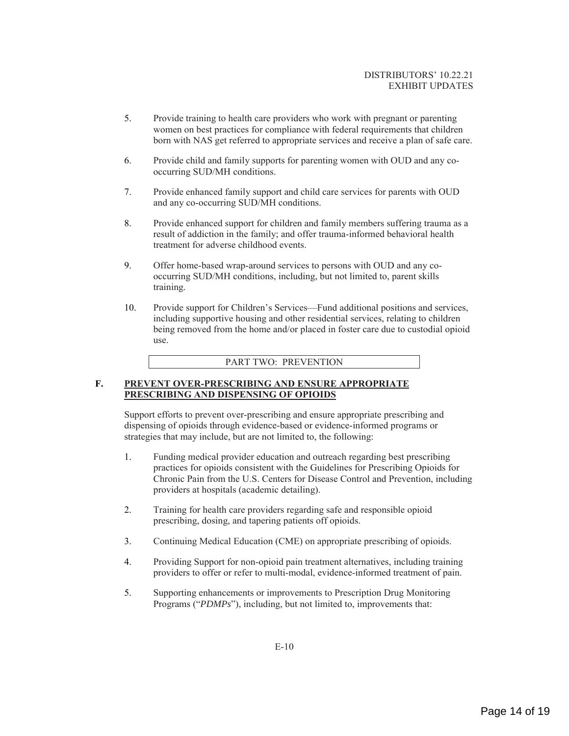5. Provide training to health care providers who work with pregnant or parenting women on best practices for compliance with federal requirements that children born with NAS get referred to appropriate services and receive a plan of safe care.

6. Provide child and family supports for parenting women with OUD and any co-occurring SUD/MH conditions.

7. Provide enhanced family support and child care services for parents with OUD and any co-occurring SUD/MH conditions.

8. Provide enhanced support for children and family members suffering trauma as a result of addiction in the family; and offer trauma-informed behavioral health treatment for adverse childhood events.

9. Offer home-based wrap-around services to persons with OUD and any co-occurring SUD/MH conditions, including, but not limited to, parent skills training.

10. Provide support for Children's Services—Fund additional positions and services, including supportive housing and other residential services, relating to children being removed from the home and/or placed in foster care due to custodial opioid use.

## PART TWO: PREVENTION

### F. PREVENT OVER-PRESCRIBING AND ENSURE APPROPRIATE PRESCRIBING AND DISPENSING OF OPIOIDS

Support efforts to prevent over-prescribing and ensure appropriate prescribing and dispensing of opioids through evidence-based or evidence-informed programs or strategies that may include, but are not limited to, the following:

1. Funding medical provider education and outreach regarding best prescribing practices for opioids consistent with the Guidelines for Prescribing Opioids for Chronic Pain from the U.S. Centers for Disease Control and Prevention, including providers at hospitals (academic detailing).

2. Training for health care providers regarding safe and responsible opioid prescribing, dosing, and tapering patients off opioids.

3. Continuing Medical Education (CME) on appropriate prescribing of opioids.

4. Providing Support for non-opioid pain treatment alternatives, including training providers to offer or refer to multi-modal, evidence-informed treatment of pain.

5. Supporting enhancements or improvements to Prescription Drug Monitoring Programs ("*PDMPs*"), including, but not limited to, improvements that: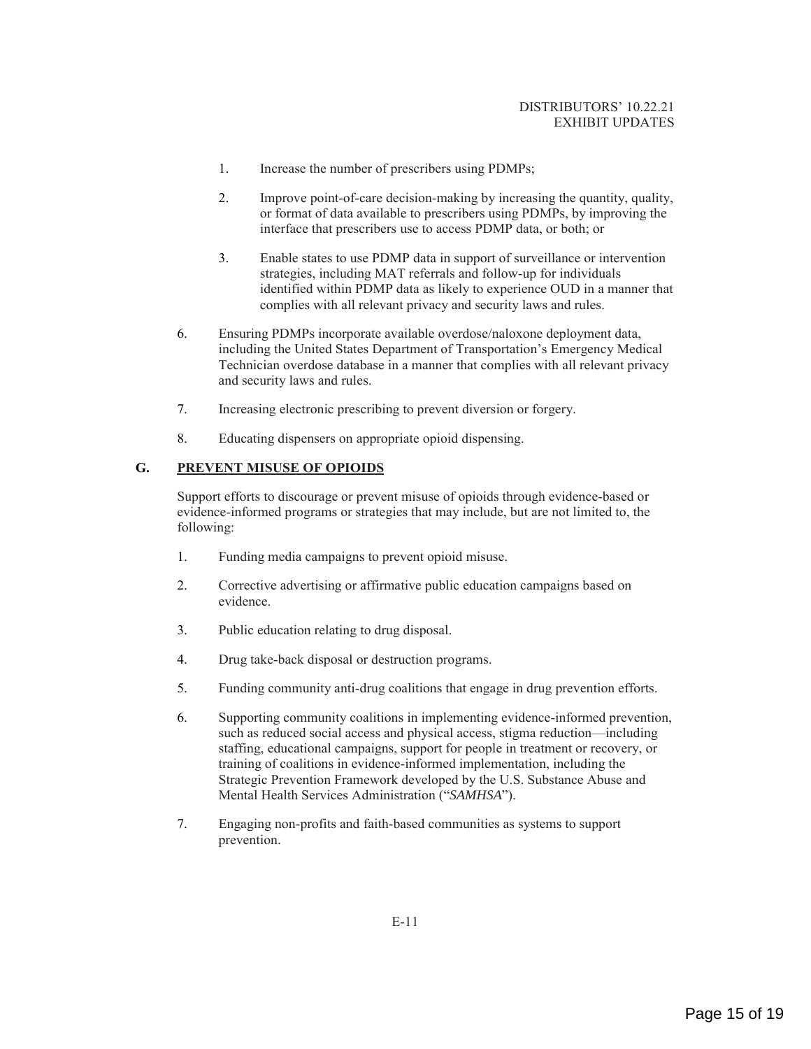1. Increase the number of prescribers using PDMPs;

2. Improve point-of-care decision-making by increasing the quantity, quality, or format of data available to prescribers using PDMPs, by improving the interface that prescribers use to access PDMP data, or both; or

3. Enable states to use PDMP data in support of surveillance or intervention strategies, including MAT referrals and follow-up for individuals identified within PDMP data as likely to experience OUD in a manner that complies with all relevant privacy and security laws and rules.

6. Ensuring PDMPs incorporate available overdose/naloxone deployment data, including the United States Department of Transportation's Emergency Medical Technician overdose database in a manner that complies with all relevant privacy and security laws and rules.

7. Increasing electronic prescribing to prevent diversion or forgery.

8. Educating dispensers on appropriate opioid dispensing.

## G. PREVENT MISUSE OF OPIOIDS

Support efforts to discourage or prevent misuse of opioids through evidence-based or evidence-informed programs or strategies that may include, but are not limited to, the following:

1. Funding media campaigns to prevent opioid misuse.

2. Corrective advertising or affirmative public education campaigns based on evidence.

3. Public education relating to drug disposal.

4. Drug take-back disposal or destruction programs.

5. Funding community anti-drug coalitions that engage in drug prevention efforts.

6. Supporting community coalitions in implementing evidence-informed prevention, such as reduced social access and physical access, stigma reduction—including staffing, educational campaigns, support for people in treatment or recovery, or training of coalitions in evidence-informed implementation, including the Strategic Prevention Framework developed by the U.S. Substance Abuse and Mental Health Services Administration ("*SAMHSA*").

7. Engaging non-profits and faith-based communities as systems to support prevention.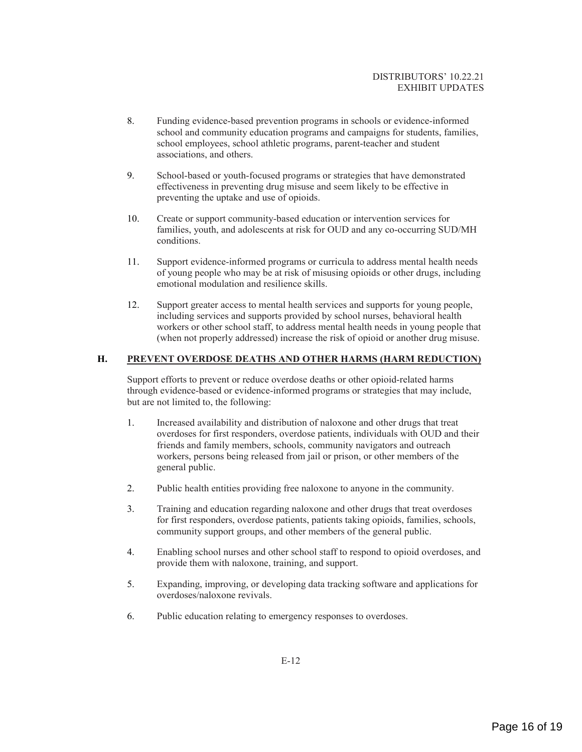8. Funding evidence-based prevention programs in schools or evidence-informed school and community education programs and campaigns for students, families, school employees, school athletic programs, parent-teacher and student associations, and others.

9. School-based or youth-focused programs or strategies that have demonstrated effectiveness in preventing drug misuse and seem likely to be effective in preventing the uptake and use of opioids.

10. Create or support community-based education or intervention services for families, youth, and adolescents at risk for OUD and any co-occurring SUD/MH conditions.

11. Support evidence-informed programs or curricula to address mental health needs of young people who may be at risk of misusing opioids or other drugs, including emotional modulation and resilience skills.

12. Support greater access to mental health services and supports for young people, including services and supports provided by school nurses, behavioral health workers or other school staff, to address mental health needs in young people that (when not properly addressed) increase the risk of opioid or another drug misuse.

## H. PREVENT OVERDOSE DEATHS AND OTHER HARMS (HARM REDUCTION)

Support efforts to prevent or reduce overdose deaths or other opioid-related harms through evidence-based or evidence-informed programs or strategies that may include, but are not limited to, the following:

1. Increased availability and distribution of naloxone and other drugs that treat overdoses for first responders, overdose patients, individuals with OUD and their friends and family members, schools, community navigators and outreach workers, persons being released from jail or prison, or other members of the general public.

2. Public health entities providing free naloxone to anyone in the community.

3. Training and education regarding naloxone and other drugs that treat overdoses for first responders, overdose patients, patients taking opioids, families, schools, community support groups, and other members of the general public.

4. Enabling school nurses and other school staff to respond to opioid overdoses, and provide them with naloxone, training, and support.

5. Expanding, improving, or developing data tracking software and applications for overdoses/naloxone revivals.

6. Public education relating to emergency responses to overdoses.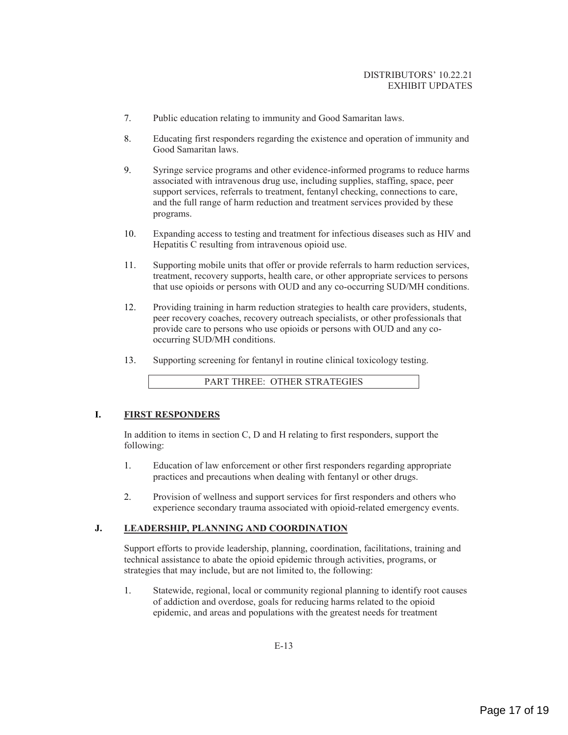7. Public education relating to immunity and Good Samaritan laws.

8. Educating first responders regarding the existence and operation of immunity and Good Samaritan laws.

9. Syringe service programs and other evidence-informed programs to reduce harms associated with intravenous drug use, including supplies, staffing, space, peer support services, referrals to treatment, fentanyl checking, connections to care, and the full range of harm reduction and treatment services provided by these programs.

10. Expanding access to testing and treatment for infectious diseases such as HIV and Hepatitis C resulting from intravenous opioid use.

11. Supporting mobile units that offer or provide referrals to harm reduction services, treatment, recovery supports, health care, or other appropriate services to persons that use opioids or persons with OUD and any co-occurring SUD/MH conditions.

12. Providing training in harm reduction strategies to health care providers, students, peer recovery coaches, recovery outreach specialists, or other professionals that provide care to persons who use opioids or persons with OUD and any co-occurring SUD/MH conditions.

13. Supporting screening for fentanyl in routine clinical toxicology testing.

## PART THREE: OTHER STRATEGIES

### I. FIRST RESPONDERS

In addition to items in section C, D and H relating to first responders, support the following:

1. Education of law enforcement or other first responders regarding appropriate practices and precautions when dealing with fentanyl or other drugs.

2. Provision of wellness and support services for first responders and others who experience secondary trauma associated with opioid-related emergency events.

### J. LEADERSHIP, PLANNING AND COORDINATION

Support efforts to provide leadership, planning, coordination, facilitations, training and technical assistance to abate the opioid epidemic through activities, programs, or strategies that may include, but are not limited to, the following:

1. Statewide, regional, local or community regional planning to identify root causes of addiction and overdose, goals for reducing harms related to the opioid epidemic, and areas and populations with the greatest needs for treatment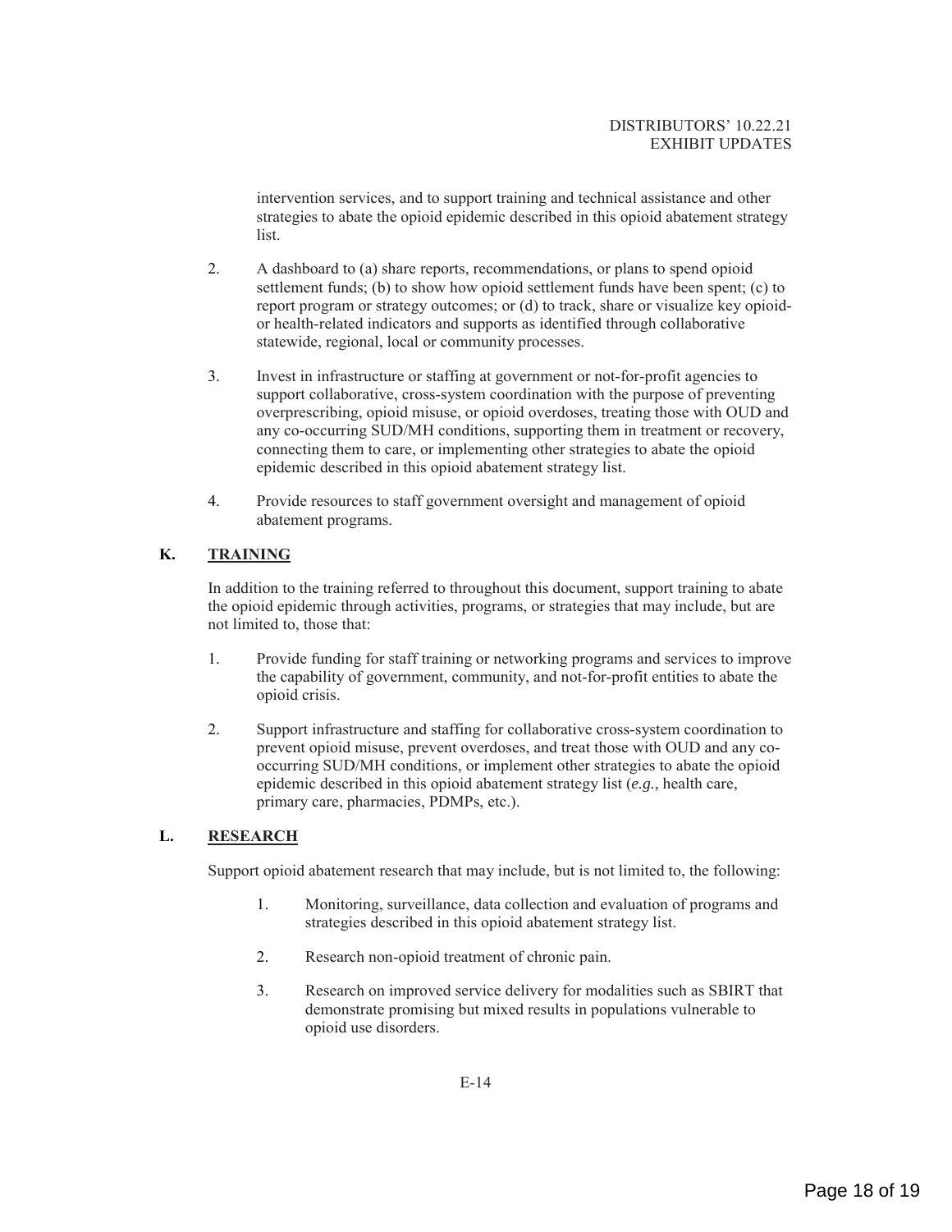intervention services, and to support training and technical assistance and other strategies to abate the opioid epidemic described in this opioid abatement strategy list.

2. A dashboard to (a) share reports, recommendations, or plans to spend opioid settlement funds; (b) to show how opioid settlement funds have been spent; (c) to report program or strategy outcomes; or (d) to track, share or visualize key opioid- or health-related indicators and supports as identified through collaborative statewide, regional, local or community processes.

3. Invest in infrastructure or staffing at government or not-for-profit agencies to support collaborative, cross-system coordination with the purpose of preventing overprescribing, opioid misuse, or opioid overdoses, treating those with OUD and any co-occurring SUD/MH conditions, supporting them in treatment or recovery, connecting them to care, or implementing other strategies to abate the opioid epidemic described in this opioid abatement strategy list.

4. Provide resources to staff government oversight and management of opioid abatement programs.

## K. <u>TRAINING</u>

In addition to the training referred to throughout this document, support training to abate the opioid epidemic through activities, programs, or strategies that may include, but are not limited to, those that:

1. Provide funding for staff training or networking programs and services to improve the capability of government, community, and not-for-profit entities to abate the opioid crisis.

2. Support infrastructure and staffing for collaborative cross-system coordination to prevent opioid misuse, prevent overdoses, and treat those with OUD and any co-occurring SUD/MH conditions, or implement other strategies to abate the opioid epidemic described in this opioid abatement strategy list (*e.g.*, health care, primary care, pharmacies, PDMPs, etc.).

## L. <u>RESEARCH</u>

Support opioid abatement research that may include, but is not limited to, the following:

1. Monitoring, surveillance, data collection and evaluation of programs and strategies described in this opioid abatement strategy list.

2. Research non-opioid treatment of chronic pain.

3. Research on improved service delivery for modalities such as SBIRT that demonstrate promising but mixed results in populations vulnerable to opioid use disorders.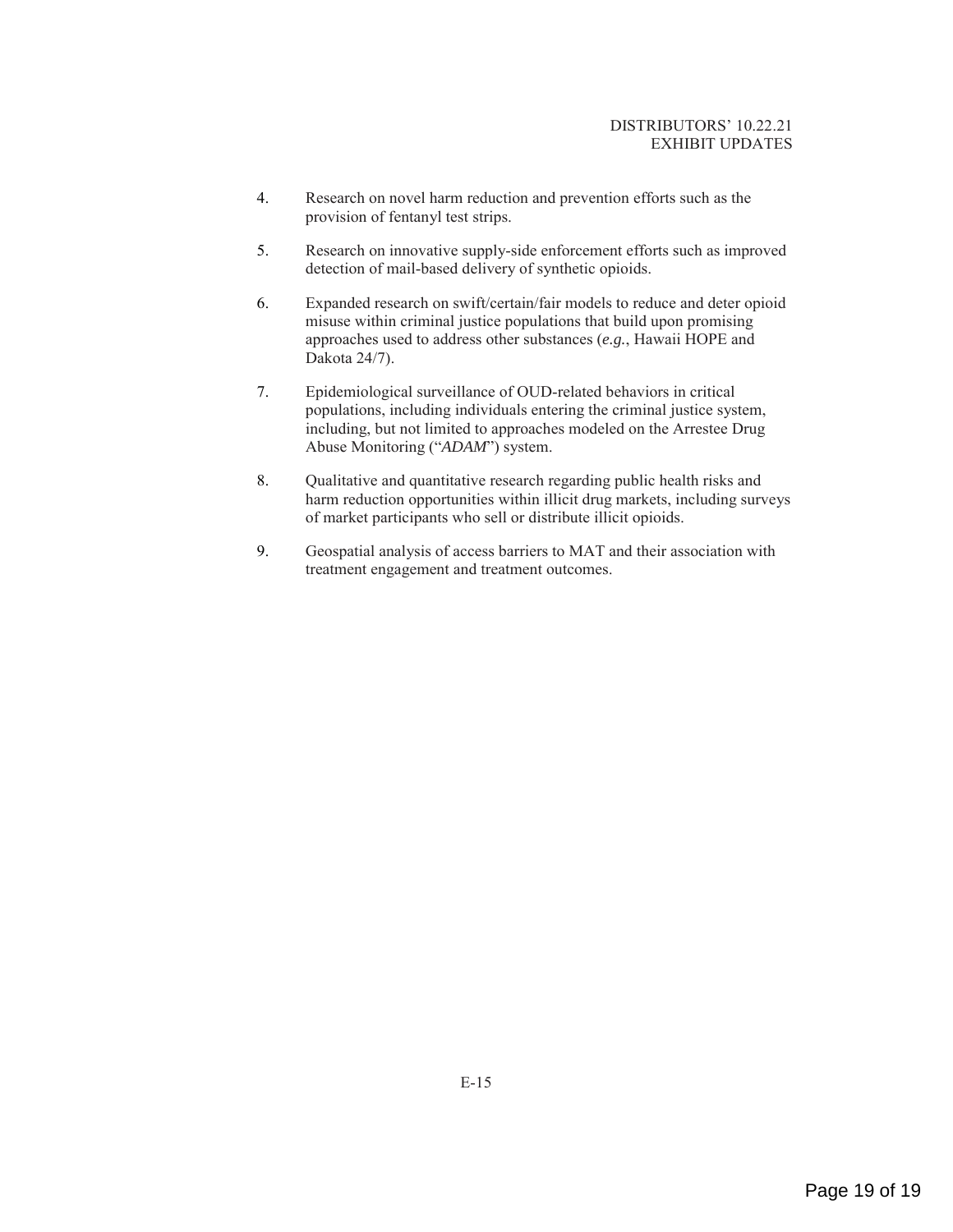4. Research on novel harm reduction and prevention efforts such as the provision of fentanyl test strips.

5. Research on innovative supply-side enforcement efforts such as improved detection of mail-based delivery of synthetic opioids.

6. Expanded research on swift/certain/fair models to reduce and deter opioid misuse within criminal justice populations that build upon promising approaches used to address other substances (*e.g.*, Hawaii HOPE and Dakota 24/7).

7. Epidemiological surveillance of OUD-related behaviors in critical populations, including individuals entering the criminal justice system, including, but not limited to approaches modeled on the Arrestee Drug Abuse Monitoring ("*ADAM*") system.

8. Qualitative and quantitative research regarding public health risks and harm reduction opportunities within illicit drug markets, including surveys of market participants who sell or distribute illicit opioids.

9. Geospatial analysis of access barriers to MAT and their association with treatment engagement and treatment outcomes.